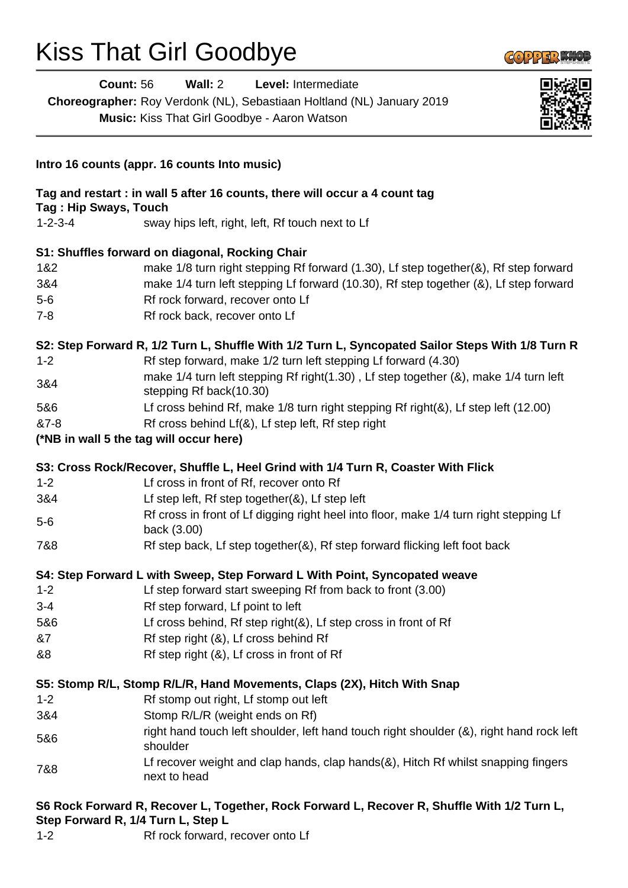# Kiss That Girl Goodbye

**Count:** 56 **Wall:** 2 **Level:** Intermediate

**Choreographer:** Roy Verdonk (NL), Sebastiaan Holtland (NL) January 2019

**Music:** Kiss That Girl Goodbye - Aaron Watson

---

**Intro 16 counts (appr. 16 counts Into music)**

**Tag and restart : in wall 5 after 16 counts, there will occur a 4 count tag**

**Tag : Hip Sways, Touch**

| | |
|---|---|
| 1-2-3-4 | sway hips left, right, left, Rf touch next to Lf |

**S1: Shuffles forward on diagonal, Rocking Chair**

| | |
|---|---|
| 1&2 | make 1/8 turn right stepping Rf forward (1.30), Lf step together(&), Rf step forward |
| 3&4 | make 1/4 turn left stepping Lf forward (10.30), Rf step together (&), Lf step forward |
| 5-6 | Rf rock forward, recover onto Lf |
| 7-8 | Rf rock back, recover onto Lf |

**S2: Step Forward R, 1/2 Turn L, Shuffle With 1/2 Turn L, Syncopated Sailor Steps With 1/8 Turn R**

| | |
|---|---|
| 1-2 | Rf step forward, make 1/2 turn left stepping Lf forward (4.30) |
| 3&4 | make 1/4 turn left stepping Rf right(1.30) , Lf step together (&), make 1/4 turn left stepping Rf back(10.30) |
| 5&6 | Lf cross behind Rf, make 1/8 turn right stepping Rf right(&), Lf step left (12.00) |
| &7-8 | Rf cross behind Lf(&), Lf step left, Rf step right |

**(*NB in wall 5 the tag will occur here)**

**S3: Cross Rock/Recover, Shuffle L, Heel Grind with 1/4 Turn R, Coaster With Flick**

| | |
|---|---|
| 1-2 | Lf cross in front of Rf, recover onto Rf |
| 3&4 | Lf step left, Rf step together(&), Lf step left |
| 5-6 | Rf cross in front of Lf digging right heel into floor, make 1/4 turn right stepping Lf back (3.00) |
| 7&8 | Rf step back, Lf step together(&), Rf step forward flicking left foot back |

**S4: Step Forward L with Sweep, Step Forward L With Point, Syncopated weave**

| | |
|---|---|
| 1-2 | Lf step forward start sweeping Rf from back to front (3.00) |
| 3-4 | Rf step forward, Lf point to left |
| 5&6 | Lf cross behind, Rf step right(&), Lf step cross in front of Rf |
| &7 | Rf step right (&), Lf cross behind Rf |
| &8 | Rf step right (&), Lf cross in front of Rf |

**S5: Stomp R/L, Stomp R/L/R, Hand Movements, Claps (2X), Hitch With Snap**

| | |
|---|---|
| 1-2 | Rf stomp out right, Lf stomp out left |
| 3&4 | Stomp R/L/R (weight ends on Rf) |
| 5&6 | right hand touch left shoulder, left hand touch right shoulder (&), right hand rock left shoulder |
| 7&8 | Lf recover weight and clap hands, clap hands(&), Hitch Rf whilst snapping fingers next to head |

**S6 Rock Forward R, Recover L, Together, Rock Forward L, Recover R, Shuffle With 1/2 Turn L, Step Forward R, 1/4 Turn L, Step L**

| | |
|---|---|
| 1-2 | Rf rock forward, recover onto Lf |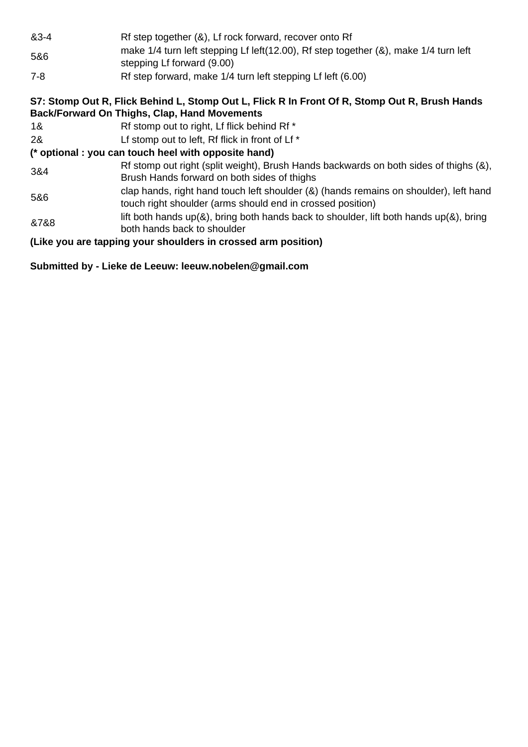| | |
|---|---|
| &3-4 | Rf step together (&), Lf rock forward, recover onto Rf |
| 5&6 | make 1/4 turn left stepping Lf left(12.00), Rf step together (&), make 1/4 turn left stepping Lf forward (9.00) |
| 7-8 | Rf step forward, make 1/4 turn left stepping Lf left (6.00) |

**S7: Stomp Out R, Flick Behind L, Stomp Out L, Flick R In Front Of R, Stomp Out R, Brush Hands Back/Forward On Thighs, Clap, Hand Movements**

| | |
|---|---|
| 1& | Rf stomp out to right, Lf flick behind Rf * |
| 2& | Lf stomp out to left, Rf flick in front of Lf * |

**(* optional : you can touch heel with opposite hand)**

| | |
|---|---|
| 3&4 | Rf stomp out right (split weight), Brush Hands backwards on both sides of thighs (&), Brush Hands forward on both sides of thighs |
| 5&6 | clap hands, right hand touch left shoulder (&) (hands remains on shoulder), left hand touch right shoulder (arms should end in crossed position) |
| &7&8 | lift both hands up(&), bring both hands back to shoulder, lift both hands up(&), bring both hands back to shoulder |

**(Like you are tapping your shoulders in crossed arm position)**

**Submitted by - Lieke de Leeuw: leeuw.nobelen@gmail.com**